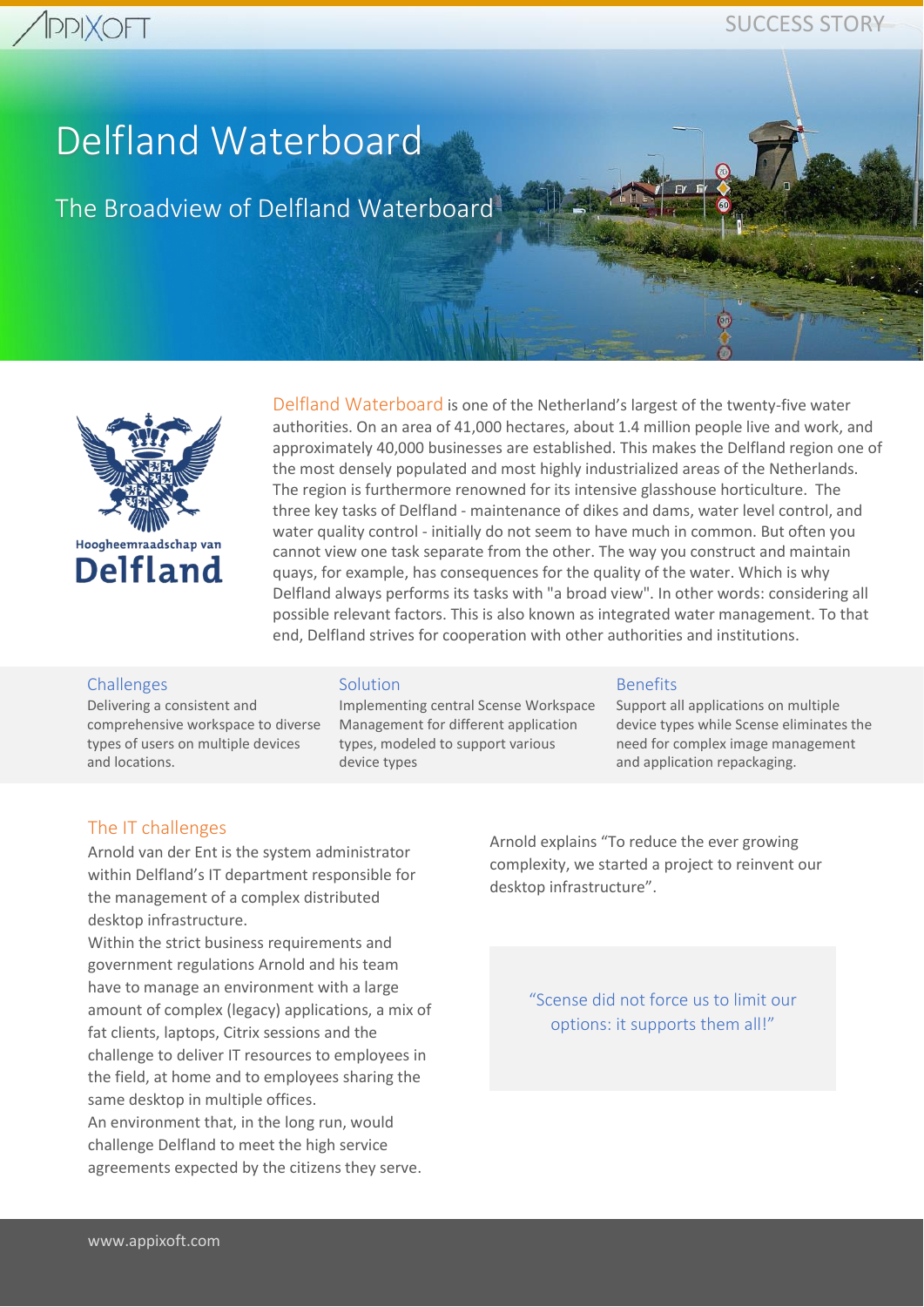# Delfland Waterboard

## The Broadview of Delfland Waterboard

Hoogheemraadschap van **Delfland**

Delfland Waterboard is one of the Netherland's largest of the twenty-five water authorities. On an area of 41,000 hectares, about 1.4 million people live and work, and approximately 40,000 businesses are established. This makes the Delfland region one of the most densely populated and most highly industrialized areas of the Netherlands. The region is furthermore renowned for its intensive glasshouse horticulture. The three key tasks of Delfland - maintenance of dikes and dams, water level control, and water quality control - initially do not seem to have much in common. But often you cannot view one task separate from the other. The way you construct and maintain quays, for example, has consequences for the quality of the water. Which is why Delfland always performs its tasks with "a broad view". In other words: considering all possible relevant factors. This is also known as integrated water management. To that end, Delfland strives for cooperation with other authorities and institutions.

### Challenges

Delivering a consistent and comprehensive workspace to diverse types of users on multiple devices and locations.

### Solution

Implementing central Scense Workspace Management for different application types, modeled to support various device types

### Benefits

Support all applications on multiple device types while Scense eliminates the need for complex image management and application repackaging.

### The IT challenges

Arnold van der Ent is the system administrator within Delfland's IT department responsible for the management of a complex distributed desktop infrastructure.

Within the strict business requirements and government regulations Arnold and his team have to manage an environment with a large amount of complex (legacy) applications, a mix of fat clients, laptops, Citrix sessions and the challenge to deliver IT resources to employees in the field, at home and to employees sharing the same desktop in multiple offices.

An environment that, in the long run, would challenge Delfland to meet the high service agreements expected by the citizens they serve.

Arnold explains "To reduce the ever growing complexity, we started a project to reinvent our desktop infrastructure".

> "Scense did not force us to limit our options: it supports them all!"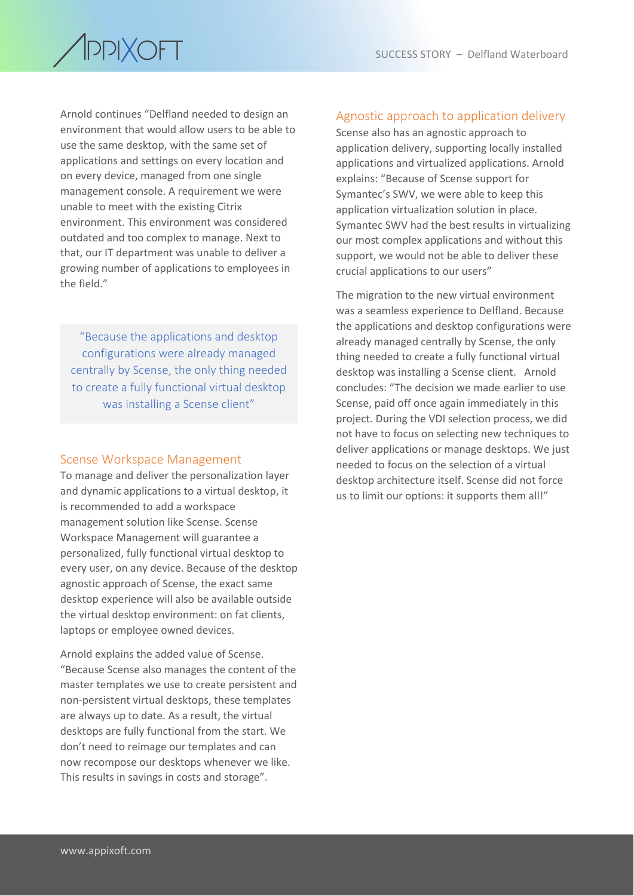Arnold continues "Delfland needed to design an environment that would allow users to be able to use the same desktop, with the same set of applications and settings on every location and on every device, managed from one single management console. A requirement we were unable to meet with the existing Citrix environment. This environment was considered outdated and too complex to manage. Next to that, our IT department was unable to deliver a growing number of applications to employees in the field."

> "Because the applications and desktop configurations were already managed centrally by Scense, the only thing needed to create a fully functional virtual desktop was installing a Scense client"

## Scense Workspace Management

To manage and deliver the personalization layer and dynamic applications to a virtual desktop, it is recommended to add a workspace management solution like Scense. Scense Workspace Management will guarantee a personalized, fully functional virtual desktop to every user, on any device. Because of the desktop agnostic approach of Scense, the exact same desktop experience will also be available outside the virtual desktop environment: on fat clients, laptops or employee owned devices.

Arnold explains the added value of Scense. "Because Scense also manages the content of the master templates we use to create persistent and non-persistent virtual desktops, these templates are always up to date. As a result, the virtual desktops are fully functional from the start. We don't need to reimage our templates and can now recompose our desktops whenever we like. This results in savings in costs and storage".

## Agnostic approach to application delivery

Scense also has an agnostic approach to application delivery, supporting locally installed applications and virtualized applications. Arnold explains: "Because of Scense support for Symantec's SWV, we were able to keep this application virtualization solution in place. Symantec SWV had the best results in virtualizing our most complex applications and without this support, we would not be able to deliver these crucial applications to our users"

The migration to the new virtual environment was a seamless experience to Delfland. Because the applications and desktop configurations were already managed centrally by Scense, the only thing needed to create a fully functional virtual desktop was installing a Scense client. Arnold concludes: "The decision we made earlier to use Scense, paid off once again immediately in this project. During the VDI selection process, we did not have to focus on selecting new techniques to deliver applications or manage desktops. We just needed to focus on the selection of a virtual desktop architecture itself. Scense did not force us to limit our options: it supports them all!"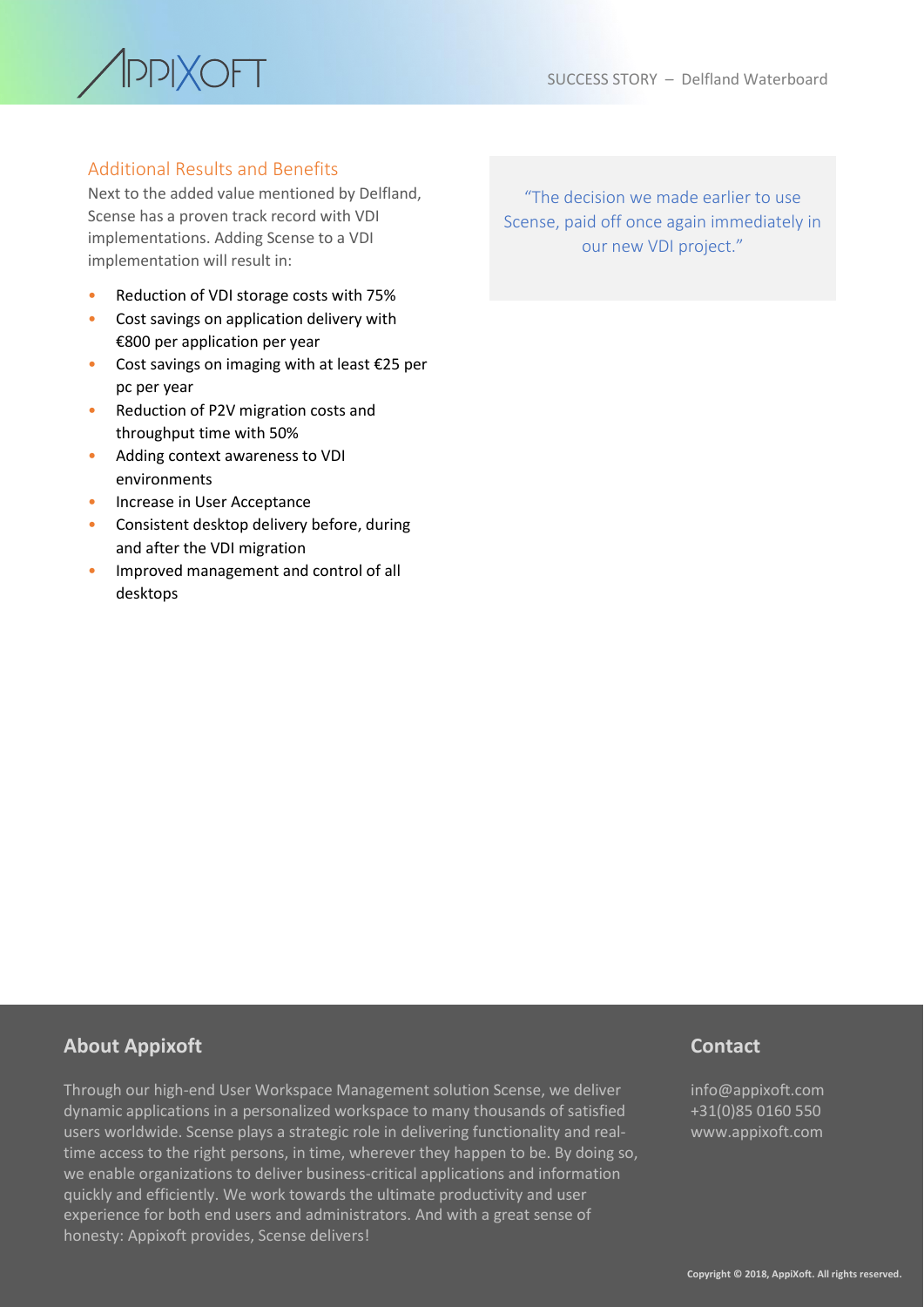## Additional Results and Benefits

Next to the added value mentioned by Delfland, Scense has a proven track record with VDI implementations. Adding Scense to a VDI implementation will result in:

- Reduction of VDI storage costs with 75%
- Cost savings on application delivery with €800 per application per year
- Cost savings on imaging with at least €25 per pc per year
- Reduction of P2V migration costs and throughput time with 50%
- Adding context awareness to VDI environments
- Increase in User Acceptance
- Consistent desktop delivery before, during and after the VDI migration
- Improved management and control of all desktops

"The decision we made earlier to use Scense, paid off once again immediately in our new VDI project."

## About Appixoft

Through our high-end User Workspace Management solution Scense, we deliver dynamic applications in a personalized workspace to many thousands of satisfied users worldwide. Scense plays a strategic role in delivering functionality and real-time access to the right persons, in time, wherever they happen to be. By doing so, we enable organizations to deliver business-critical applications and information quickly and efficiently. We work towards the ultimate productivity and user experience for both end users and administrators. And with a great sense of honesty: Appixoft provides, Scense delivers!

## Contact

info@appixoft.com
+31(0)85 0160 550
www.appixoft.com

**Copyright © 2018, AppiXoft. All rights reserved.**